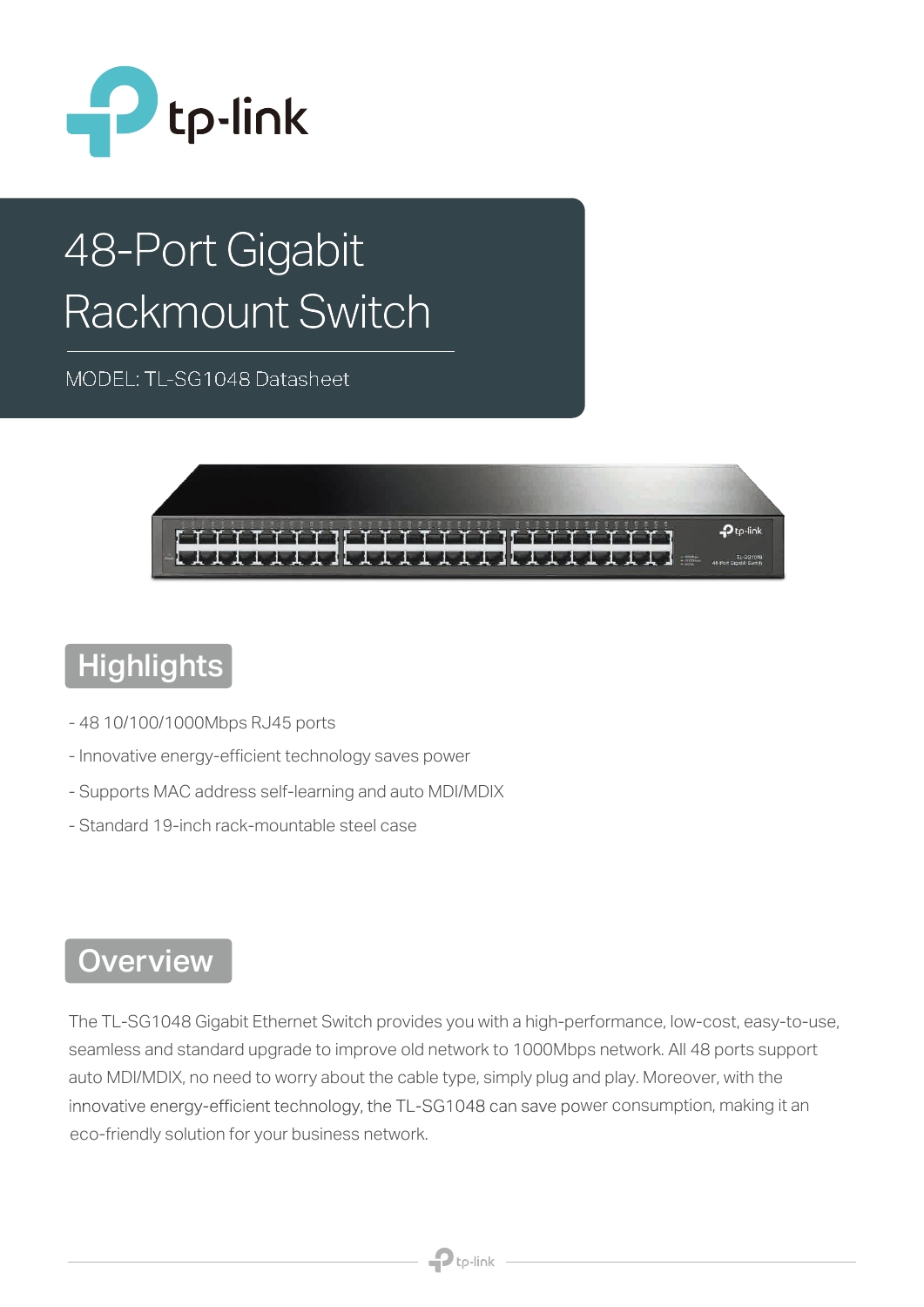# 48-Port Gigabit Rackmount Switch

MODEL: TL-SG1048 Datasheet

## Highlights

- 48 10/100/1000Mbps RJ45 ports
- Innovative energy-efficient technology saves power
- Supports MAC address self-learning and auto MDI/MDIX
- Standard 19-inch rack-mountable steel case

## Overview

The TL-SG1048 Gigabit Ethernet Switch provides you with a high-performance, low-cost, easy-to-use, seamless and standard upgrade to improve old network to 1000Mbps network. All 48 ports support auto MDI/MDIX, no need to worry about the cable type, simply plug and play. Moreover, with the innovative energy-efficient technology, the TL-SG1048 can save power consumption, making it an eco-friendly solution for your business network.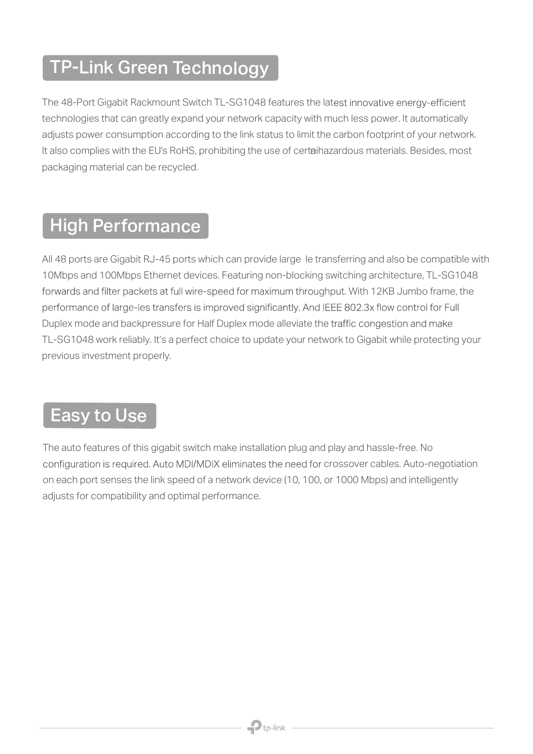## TP-Link Green Technology

The 48-Port Gigabit Rackmount Switch TL-SG1048 features the latest innovative energy-efficient technologies that can greatly expand your network capacity with much less power. It automatically adjusts power consumption according to the link status to limit the carbon footprint of your network. It also complies with the EU's RoHS, prohibiting the use of certaihazardous materials. Besides, most packaging material can be recycled.

## High Performance

All 48 ports are Gigabit RJ-45 ports which can provide large  le transferring and also be compatible with 10Mbps and 100Mbps Ethernet devices. Featuring non-blocking switching architecture, TL-SG1048 forwards and filter packets at full wire-speed for maximum throughput. With 12KB Jumbo frame, the performance of large-les transfers is improved significantly. And IEEE 802.3x flow control for Full Duplex mode and backpressure for Half Duplex mode alleviate the traffic congestion and make TL-SG1048 work reliably. It's a perfect choice to update your network to Gigabit while protecting your previous investment properly.

## Easy to Use

The auto features of this gigabit switch make installation plug and play and hassle-free. No configuration is required. Auto MDI/MDIX eliminates the need for crossover cables. Auto-negotiation on each port senses the link speed of a network device (10, 100, or 1000 Mbps) and intelligently adjusts for compatibility and optimal performance.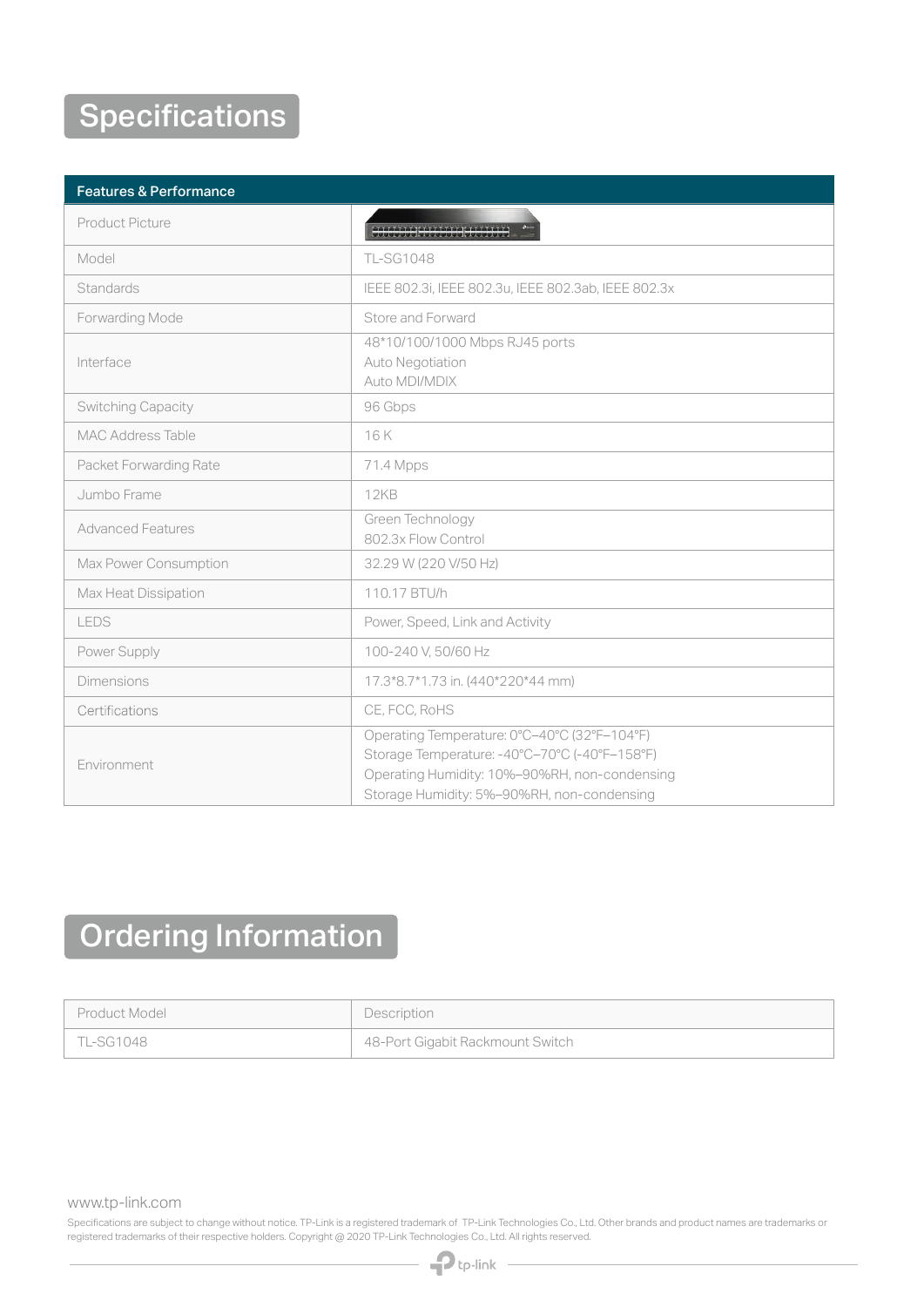# Specifications

| Features & Performance | |
|---|---|
| Product Picture | |
| Model | TL-SG1048 |
| Standards | IEEE 802.3i, IEEE 802.3u, IEEE 802.3ab, IEEE 802.3x |
| Forwarding Mode | Store and Forward |
| Interface | 48*10/100/1000 Mbps RJ45 ports<br>Auto Negotiation<br>Auto MDI/MDIX |
| Switching Capacity | 96 Gbps |
| MAC Address Table | 16 K |
| Packet Forwarding Rate | 71.4 Mpps |
| Jumbo Frame | 12KB |
| Advanced Features | Green Technology<br>802.3x Flow Control |
| Max Power Consumption | 32.29 W (220 V/50 Hz) |
| Max Heat Dissipation | 110.17 BTU/h |
| LEDS | Power, Speed, Link and Activity |
| Power Supply | 100-240 V, 50/60 Hz |
| Dimensions | 17.3*8.7*1.73 in. (440*220*44 mm) |
| Certifications | CE, FCC, RoHS |
| Environment | Operating Temperature: 0℃–40℃ (32℉–104℉)<br>Storage Temperature: -40℃–70℃ (-40℉–158℉)<br>Operating Humidity: 10%–90%RH, non-condensing<br>Storage Humidity: 5%–90%RH, non-condensing |

# Ordering Information

| Product Model | Description |
|---|---|
| TL-SG1048 | 48-Port Gigabit Rackmount Switch |

www.tp-link.com

Specifications are subject to change without notice. TP-Link is a registered trademark of TP-Link Technologies Co., Ltd. Other brands and product names are trademarks or registered trademarks of their respective holders. Copyright @ 2020 TP-Link Technologies Co., Ltd. All rights reserved.